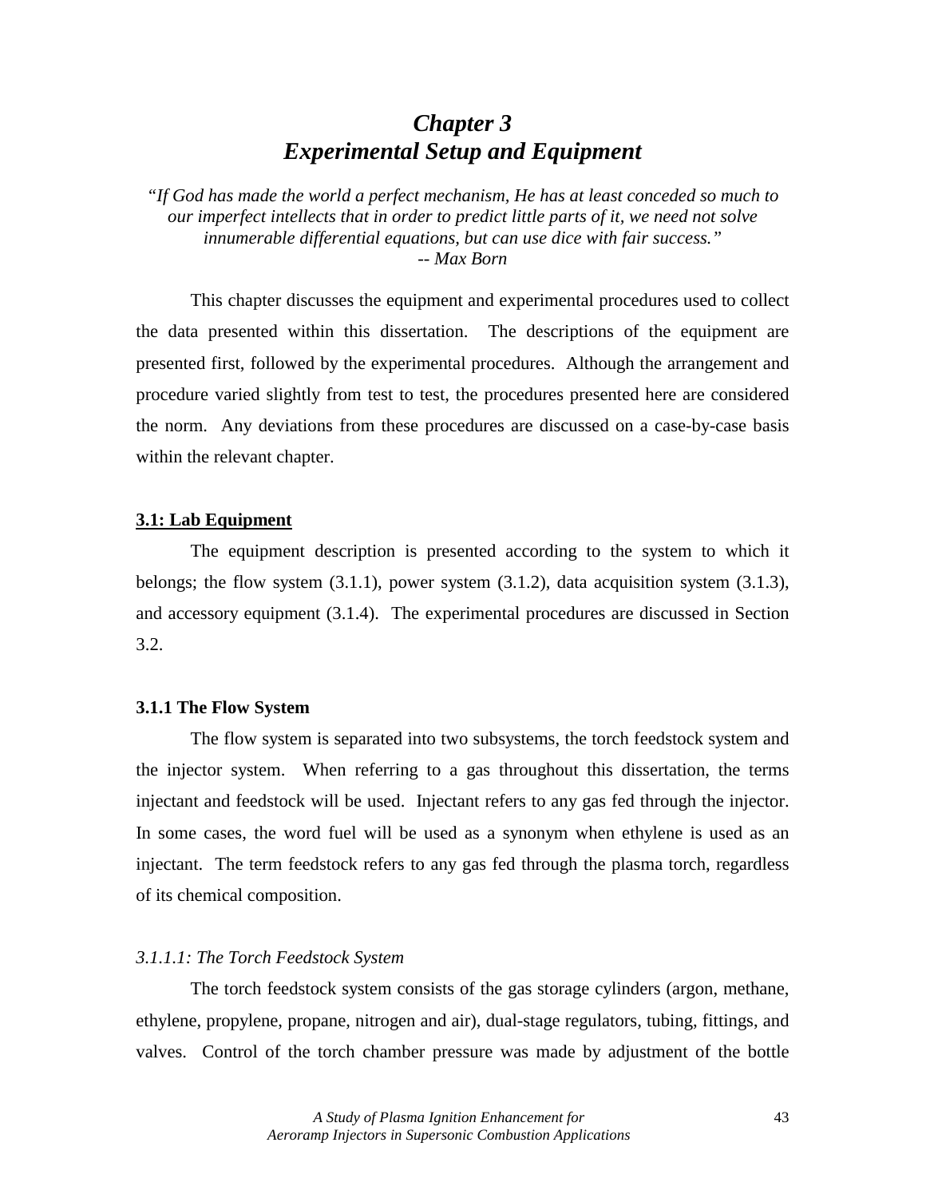# *Chapter 3*
# *Experimental Setup and Equipment*

*"If God has made the world a perfect mechanism, He has at least conceded so much to our imperfect intellects that in order to predict little parts of it, we need not solve innumerable differential equations, but can use dice with fair success."*
*-- Max Born*

This chapter discusses the equipment and experimental procedures used to collect the data presented within this dissertation. The descriptions of the equipment are presented first, followed by the experimental procedures. Although the arrangement and procedure varied slightly from test to test, the procedures presented here are considered the norm. Any deviations from these procedures are discussed on a case-by-case basis within the relevant chapter.

## 3.1: Lab Equipment

The equipment description is presented according to the system to which it belongs; the flow system (3.1.1), power system (3.1.2), data acquisition system (3.1.3), and accessory equipment (3.1.4). The experimental procedures are discussed in Section 3.2.

### 3.1.1 The Flow System

The flow system is separated into two subsystems, the torch feedstock system and the injector system. When referring to a gas throughout this dissertation, the terms injectant and feedstock will be used. Injectant refers to any gas fed through the injector. In some cases, the word fuel will be used as a synonym when ethylene is used as an injectant. The term feedstock refers to any gas fed through the plasma torch, regardless of its chemical composition.

#### *3.1.1.1: The Torch Feedstock System*

The torch feedstock system consists of the gas storage cylinders (argon, methane, ethylene, propylene, propane, nitrogen and air), dual-stage regulators, tubing, fittings, and valves. Control of the torch chamber pressure was made by adjustment of the bottle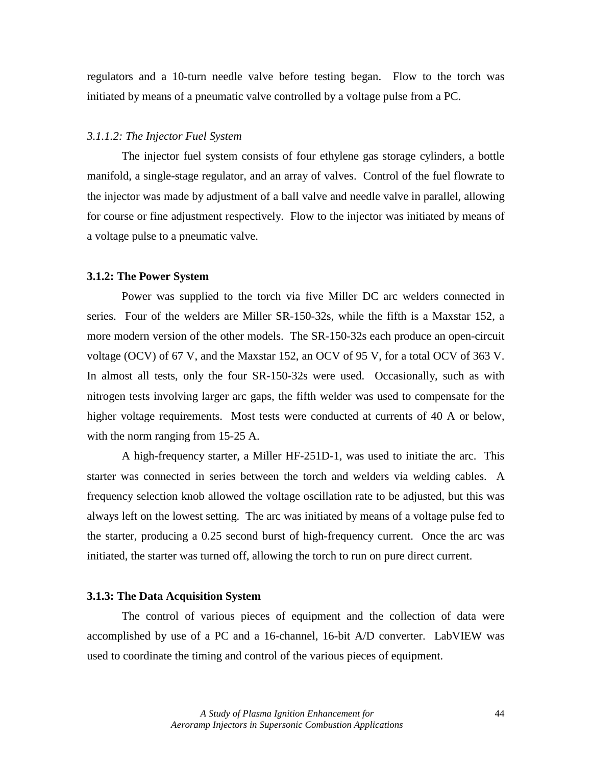regulators and a 10-turn needle valve before testing began. Flow to the torch was initiated by means of a pneumatic valve controlled by a voltage pulse from a PC.

#### *3.1.1.2: The Injector Fuel System*

The injector fuel system consists of four ethylene gas storage cylinders, a bottle manifold, a single-stage regulator, and an array of valves. Control of the fuel flowrate to the injector was made by adjustment of a ball valve and needle valve in parallel, allowing for course or fine adjustment respectively. Flow to the injector was initiated by means of a voltage pulse to a pneumatic valve.

### 3.1.2: The Power System

Power was supplied to the torch via five Miller DC arc welders connected in series. Four of the welders are Miller SR-150-32s, while the fifth is a Maxstar 152, a more modern version of the other models. The SR-150-32s each produce an open-circuit voltage (OCV) of 67 V, and the Maxstar 152, an OCV of 95 V, for a total OCV of 363 V. In almost all tests, only the four SR-150-32s were used. Occasionally, such as with nitrogen tests involving larger arc gaps, the fifth welder was used to compensate for the higher voltage requirements. Most tests were conducted at currents of 40 A or below, with the norm ranging from 15-25 A.

A high-frequency starter, a Miller HF-251D-1, was used to initiate the arc. This starter was connected in series between the torch and welders via welding cables. A frequency selection knob allowed the voltage oscillation rate to be adjusted, but this was always left on the lowest setting. The arc was initiated by means of a voltage pulse fed to the starter, producing a 0.25 second burst of high-frequency current. Once the arc was initiated, the starter was turned off, allowing the torch to run on pure direct current.

### 3.1.3: The Data Acquisition System

The control of various pieces of equipment and the collection of data were accomplished by use of a PC and a 16-channel, 16-bit A/D converter. LabVIEW was used to coordinate the timing and control of the various pieces of equipment.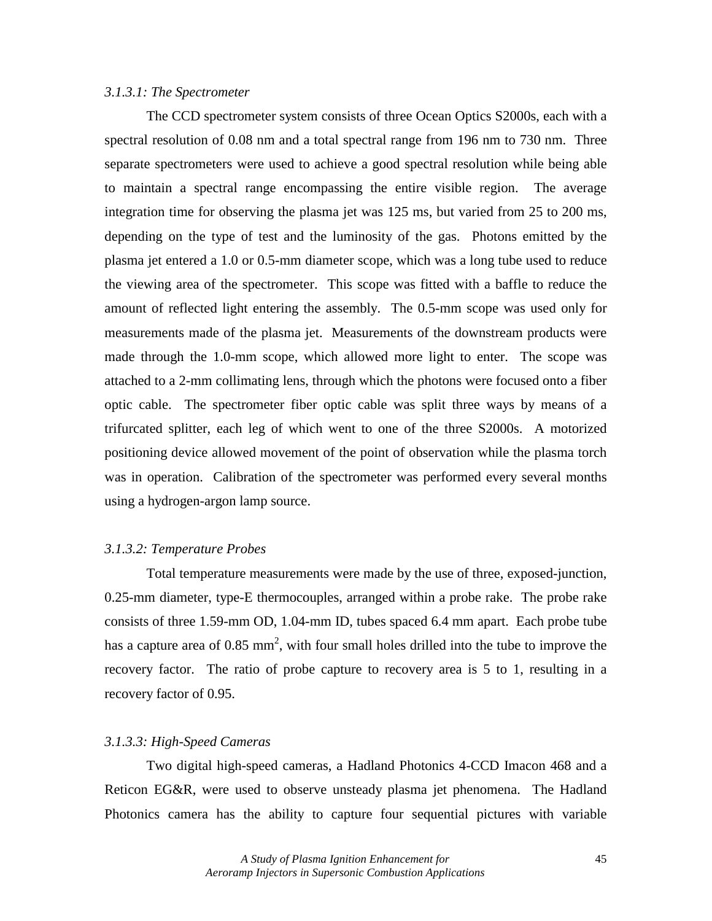*3.1.3.1: The Spectrometer*

The CCD spectrometer system consists of three Ocean Optics S2000s, each with a spectral resolution of 0.08 nm and a total spectral range from 196 nm to 730 nm. Three separate spectrometers were used to achieve a good spectral resolution while being able to maintain a spectral range encompassing the entire visible region. The average integration time for observing the plasma jet was 125 ms, but varied from 25 to 200 ms, depending on the type of test and the luminosity of the gas. Photons emitted by the plasma jet entered a 1.0 or 0.5-mm diameter scope, which was a long tube used to reduce the viewing area of the spectrometer. This scope was fitted with a baffle to reduce the amount of reflected light entering the assembly. The 0.5-mm scope was used only for measurements made of the plasma jet. Measurements of the downstream products were made through the 1.0-mm scope, which allowed more light to enter. The scope was attached to a 2-mm collimating lens, through which the photons were focused onto a fiber optic cable. The spectrometer fiber optic cable was split three ways by means of a trifurcated splitter, each leg of which went to one of the three S2000s. A motorized positioning device allowed movement of the point of observation while the plasma torch was in operation. Calibration of the spectrometer was performed every several months using a hydrogen-argon lamp source.

*3.1.3.2: Temperature Probes*

Total temperature measurements were made by the use of three, exposed-junction, 0.25-mm diameter, type-E thermocouples, arranged within a probe rake. The probe rake consists of three 1.59-mm OD, 1.04-mm ID, tubes spaced 6.4 mm apart. Each probe tube has a capture area of 0.85 $mm^2$, with four small holes drilled into the tube to improve the recovery factor. The ratio of probe capture to recovery area is 5 to 1, resulting in a recovery factor of 0.95.

*3.1.3.3: High-Speed Cameras*

Two digital high-speed cameras, a Hadland Photonics 4-CCD Imacon 468 and a Reticon EG&R, were used to observe unsteady plasma jet phenomena. The Hadland Photonics camera has the ability to capture four sequential pictures with variable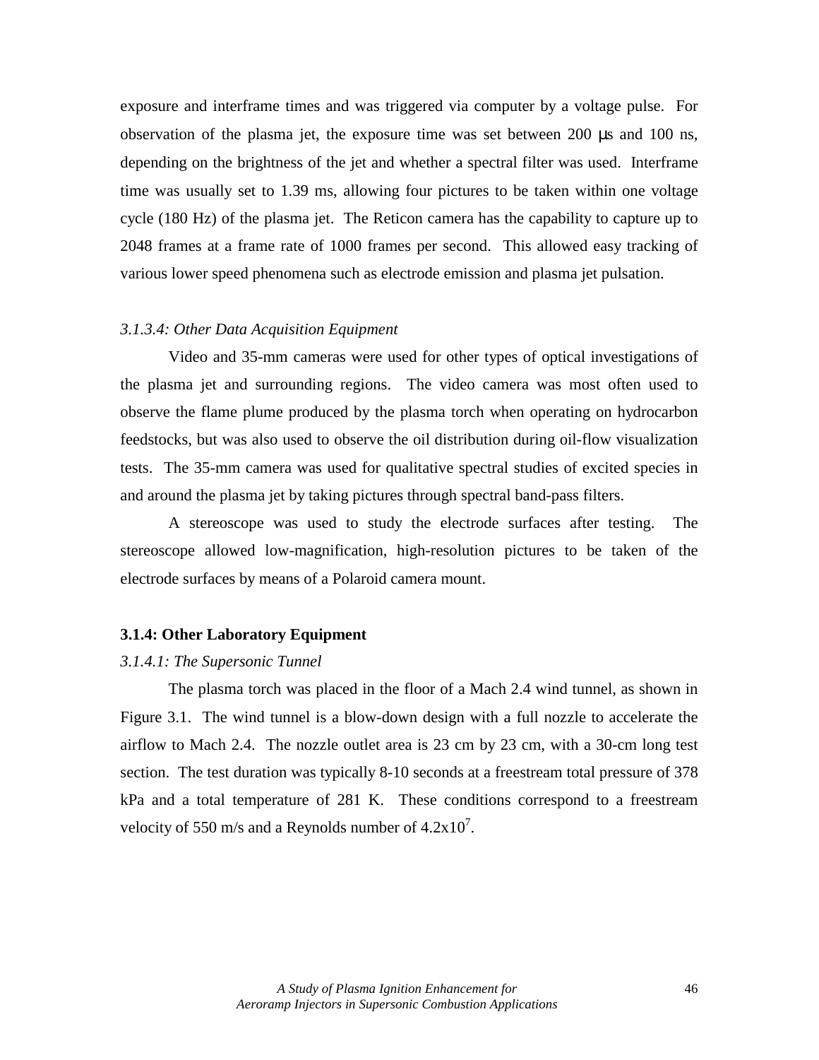exposure and interframe times and was triggered via computer by a voltage pulse. For observation of the plasma jet, the exposure time was set between 200 μs and 100 ns, depending on the brightness of the jet and whether a spectral filter was used. Interframe time was usually set to 1.39 ms, allowing four pictures to be taken within one voltage cycle (180 Hz) of the plasma jet. The Reticon camera has the capability to capture up to 2048 frames at a frame rate of 1000 frames per second. This allowed easy tracking of various lower speed phenomena such as electrode emission and plasma jet pulsation.

#### *3.1.3.4: Other Data Acquisition Equipment*

Video and 35-mm cameras were used for other types of optical investigations of the plasma jet and surrounding regions. The video camera was most often used to observe the flame plume produced by the plasma torch when operating on hydrocarbon feedstocks, but was also used to observe the oil distribution during oil-flow visualization tests. The 35-mm camera was used for qualitative spectral studies of excited species in and around the plasma jet by taking pictures through spectral band-pass filters.

A stereoscope was used to study the electrode surfaces after testing. The stereoscope allowed low-magnification, high-resolution pictures to be taken of the electrode surfaces by means of a Polaroid camera mount.

### 3.1.4: Other Laboratory Equipment

#### *3.1.4.1: The Supersonic Tunnel*

The plasma torch was placed in the floor of a Mach 2.4 wind tunnel, as shown in Figure 3.1. The wind tunnel is a blow-down design with a full nozzle to accelerate the airflow to Mach 2.4. The nozzle outlet area is 23 cm by 23 cm, with a 30-cm long test section. The test duration was typically 8-10 seconds at a freestream total pressure of 378 kPa and a total temperature of 281 K. These conditions correspond to a freestream velocity of 550 m/s and a Reynolds number of $4.2 \times 10^7$.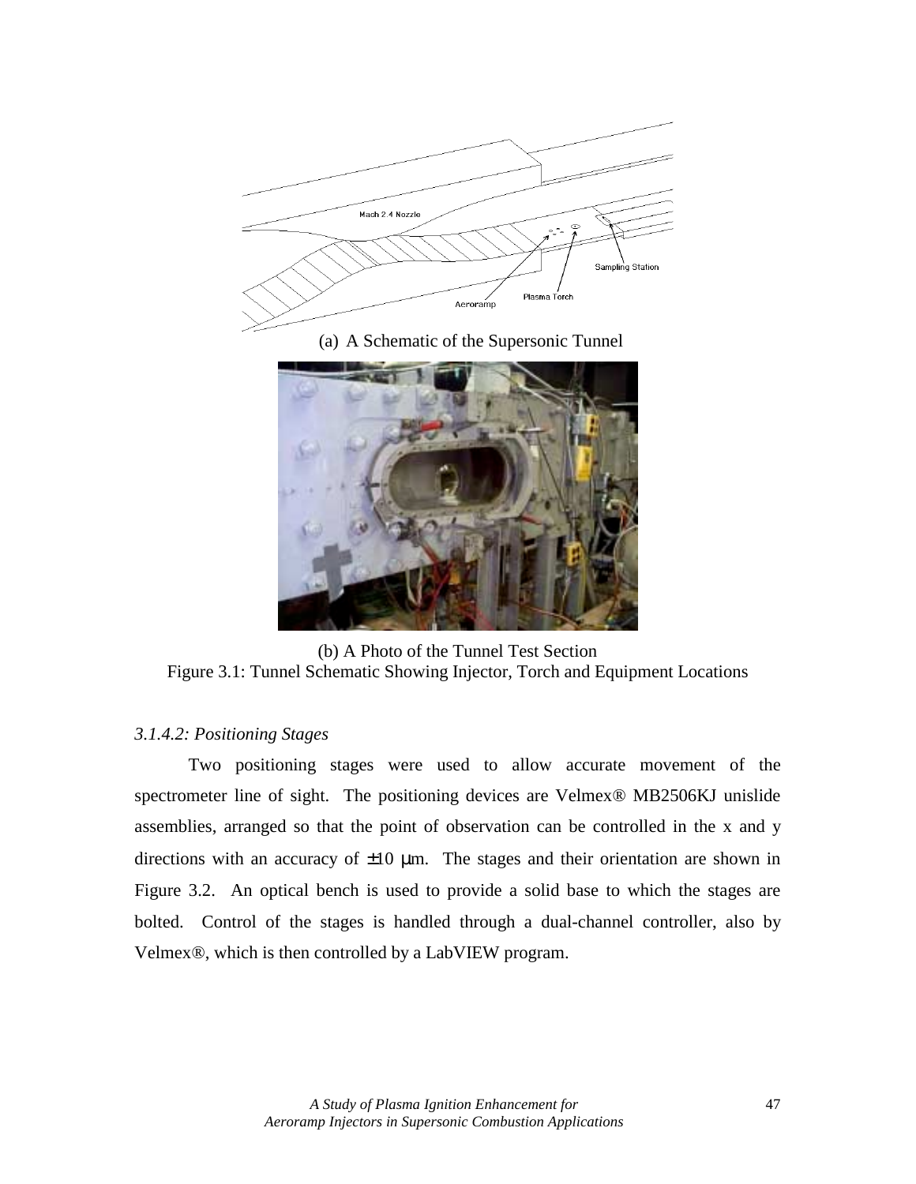(a) A Schematic of the Supersonic Tunnel

(b) A Photo of the Tunnel Test Section

Figure 3.1: Tunnel Schematic Showing Injector, Torch and Equipment Locations

*3.1.4.2: Positioning Stages*

Two positioning stages were used to allow accurate movement of the spectrometer line of sight. The positioning devices are Velmex® MB2506KJ unislide assemblies, arranged so that the point of observation can be controlled in the x and y directions with an accuracy of ±10 μm. The stages and their orientation are shown in Figure 3.2. An optical bench is used to provide a solid base to which the stages are bolted. Control of the stages is handled through a dual-channel controller, also by Velmex®, which is then controlled by a LabVIEW program.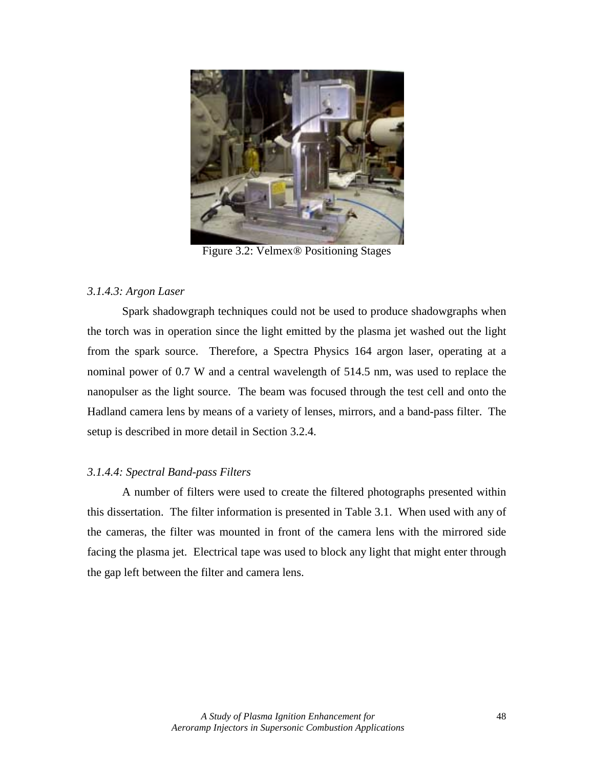Figure 3.2: Velmex® Positioning Stages

*3.1.4.3: Argon Laser*

Spark shadowgraph techniques could not be used to produce shadowgraphs when the torch was in operation since the light emitted by the plasma jet washed out the light from the spark source. Therefore, a Spectra Physics 164 argon laser, operating at a nominal power of 0.7 W and a central wavelength of 514.5 nm, was used to replace the nanopulser as the light source. The beam was focused through the test cell and onto the Hadland camera lens by means of a variety of lenses, mirrors, and a band-pass filter. The setup is described in more detail in Section 3.2.4.

*3.1.4.4: Spectral Band-pass Filters*

A number of filters were used to create the filtered photographs presented within this dissertation. The filter information is presented in Table 3.1. When used with any of the cameras, the filter was mounted in front of the camera lens with the mirrored side facing the plasma jet. Electrical tape was used to block any light that might enter through the gap left between the filter and camera lens.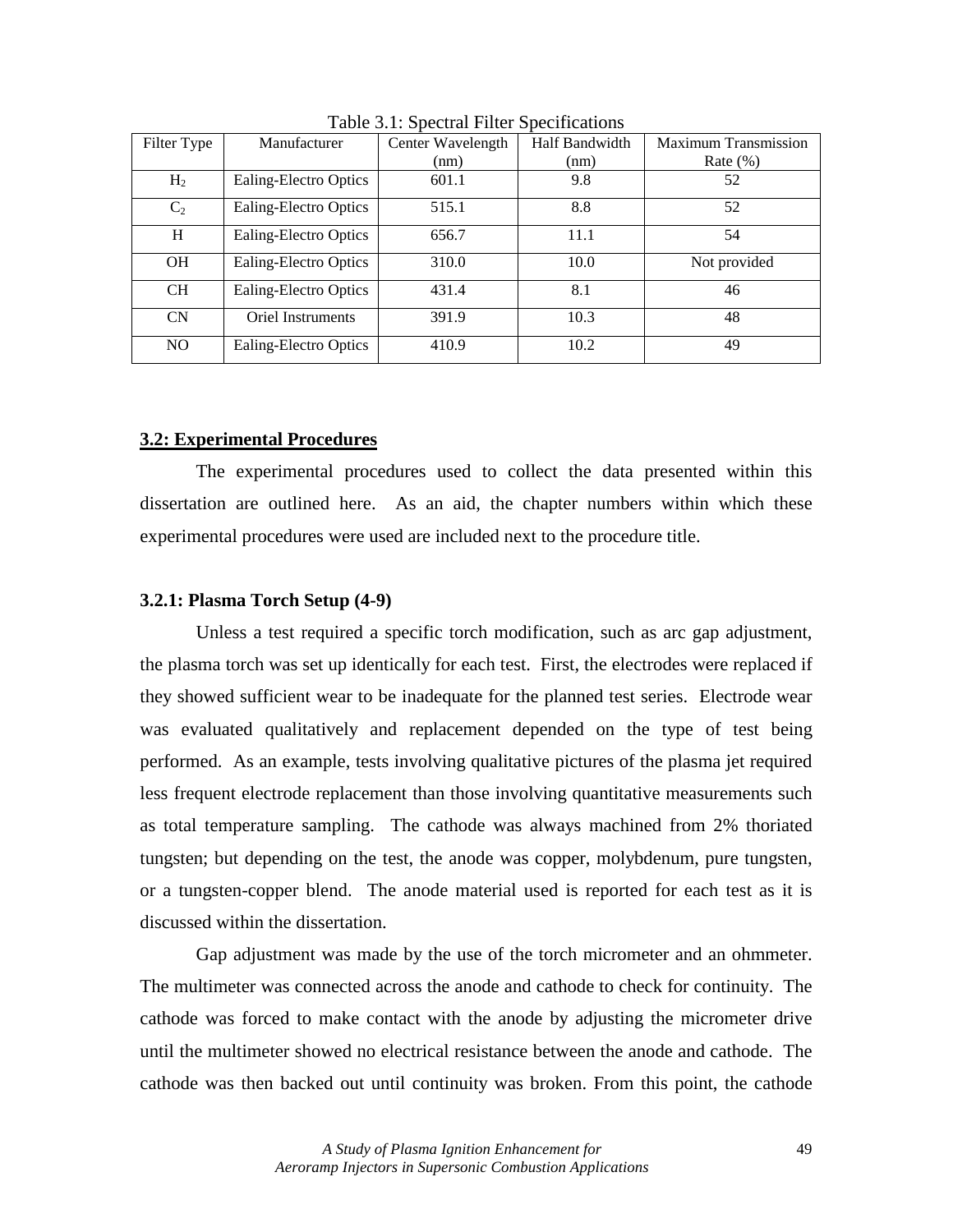Table 3.1: Spectral Filter Specifications

| Filter Type | Manufacturer | Center Wavelength (nm) | Half Bandwidth (nm) | Maximum Transmission Rate (%) |
|---|---|---|---|---|
| $H_2$ | Ealing-Electro Optics | 601.1 | 9.8 | 52 |
| $C_2$ | Ealing-Electro Optics | 515.1 | 8.8 | 52 |
| H | Ealing-Electro Optics | 656.7 | 11.1 | 54 |
| OH | Ealing-Electro Optics | 310.0 | 10.0 | Not provided |
| CH | Ealing-Electro Optics | 431.4 | 8.1 | 46 |
| CN | Oriel Instruments | 391.9 | 10.3 | 48 |
| NO | Ealing-Electro Optics | 410.9 | 10.2 | 49 |

## 3.2: Experimental Procedures

The experimental procedures used to collect the data presented within this dissertation are outlined here. As an aid, the chapter numbers within which these experimental procedures were used are included next to the procedure title.

### 3.2.1: Plasma Torch Setup (4-9)

Unless a test required a specific torch modification, such as arc gap adjustment, the plasma torch was set up identically for each test. First, the electrodes were replaced if they showed sufficient wear to be inadequate for the planned test series. Electrode wear was evaluated qualitatively and replacement depended on the type of test being performed. As an example, tests involving qualitative pictures of the plasma jet required less frequent electrode replacement than those involving quantitative measurements such as total temperature sampling. The cathode was always machined from 2% thoriated tungsten; but depending on the test, the anode was copper, molybdenum, pure tungsten, or a tungsten-copper blend. The anode material used is reported for each test as it is discussed within the dissertation.

Gap adjustment was made by the use of the torch micrometer and an ohmmeter. The multimeter was connected across the anode and cathode to check for continuity. The cathode was forced to make contact with the anode by adjusting the micrometer drive until the multimeter showed no electrical resistance between the anode and cathode. The cathode was then backed out until continuity was broken. From this point, the cathode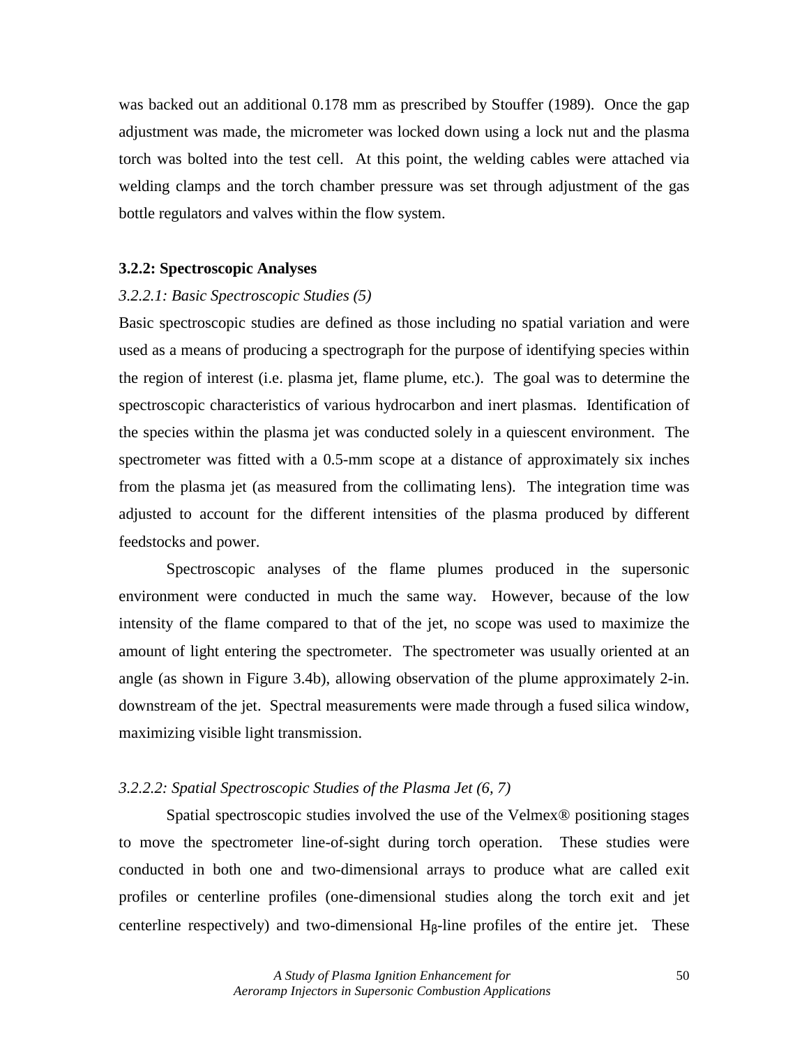was backed out an additional 0.178 mm as prescribed by Stouffer (1989). Once the gap adjustment was made, the micrometer was locked down using a lock nut and the plasma torch was bolted into the test cell. At this point, the welding cables were attached via welding clamps and the torch chamber pressure was set through adjustment of the gas bottle regulators and valves within the flow system.

### 3.2.2: Spectroscopic Analyses

#### *3.2.2.1: Basic Spectroscopic Studies (5)*

Basic spectroscopic studies are defined as those including no spatial variation and were used as a means of producing a spectrograph for the purpose of identifying species within the region of interest (i.e. plasma jet, flame plume, etc.). The goal was to determine the spectroscopic characteristics of various hydrocarbon and inert plasmas. Identification of the species within the plasma jet was conducted solely in a quiescent environment. The spectrometer was fitted with a 0.5-mm scope at a distance of approximately six inches from the plasma jet (as measured from the collimating lens). The integration time was adjusted to account for the different intensities of the plasma produced by different feedstocks and power.

Spectroscopic analyses of the flame plumes produced in the supersonic environment were conducted in much the same way. However, because of the low intensity of the flame compared to that of the jet, no scope was used to maximize the amount of light entering the spectrometer. The spectrometer was usually oriented at an angle (as shown in Figure 3.4b), allowing observation of the plume approximately 2-in. downstream of the jet. Spectral measurements were made through a fused silica window, maximizing visible light transmission.

#### *3.2.2.2: Spatial Spectroscopic Studies of the Plasma Jet (6, 7)*

Spatial spectroscopic studies involved the use of the Velmex® positioning stages to move the spectrometer line-of-sight during torch operation. These studies were conducted in both one and two-dimensional arrays to produce what are called exit profiles or centerline profiles (one-dimensional studies along the torch exit and jet centerline respectively) and two-dimensional $H_{\beta}$-line profiles of the entire jet. These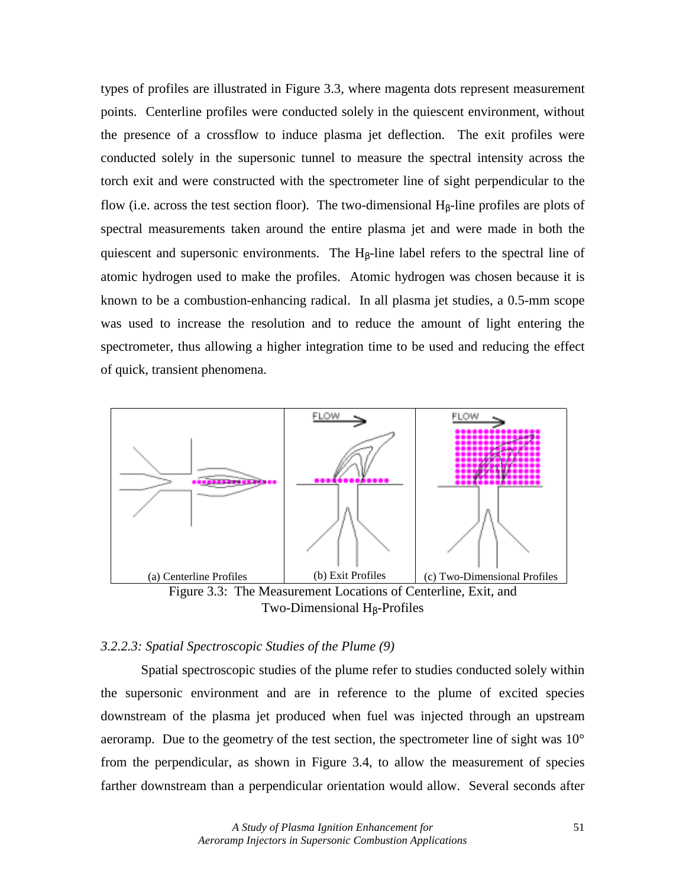types of profiles are illustrated in Figure 3.3, where magenta dots represent measurement points. Centerline profiles were conducted solely in the quiescent environment, without the presence of a crossflow to induce plasma jet deflection. The exit profiles were conducted solely in the supersonic tunnel to measure the spectral intensity across the torch exit and were constructed with the spectrometer line of sight perpendicular to the flow (i.e. across the test section floor). The two-dimensional $H_\beta$-line profiles are plots of spectral measurements taken around the entire plasma jet and were made in both the quiescent and supersonic environments. The $H_\beta$-line label refers to the spectral line of atomic hydrogen used to make the profiles. Atomic hydrogen was chosen because it is known to be a combustion-enhancing radical. In all plasma jet studies, a 0.5-mm scope was used to increase the resolution and to reduce the amount of light entering the spectrometer, thus allowing a higher integration time to be used and reducing the effect of quick, transient phenomena.

(a) Centerline Profiles | (b) Exit Profiles | (c) Two-Dimensional Profiles

Figure 3.3: The Measurement Locations of Centerline, Exit, and Two-Dimensional $H_\beta$-Profiles

### *3.2.2.3: Spatial Spectroscopic Studies of the Plume (9)*

Spatial spectroscopic studies of the plume refer to studies conducted solely within the supersonic environment and are in reference to the plume of excited species downstream of the plasma jet produced when fuel was injected through an upstream aeroramp. Due to the geometry of the test section, the spectrometer line of sight was 10° from the perpendicular, as shown in Figure 3.4, to allow the measurement of species farther downstream than a perpendicular orientation would allow. Several seconds after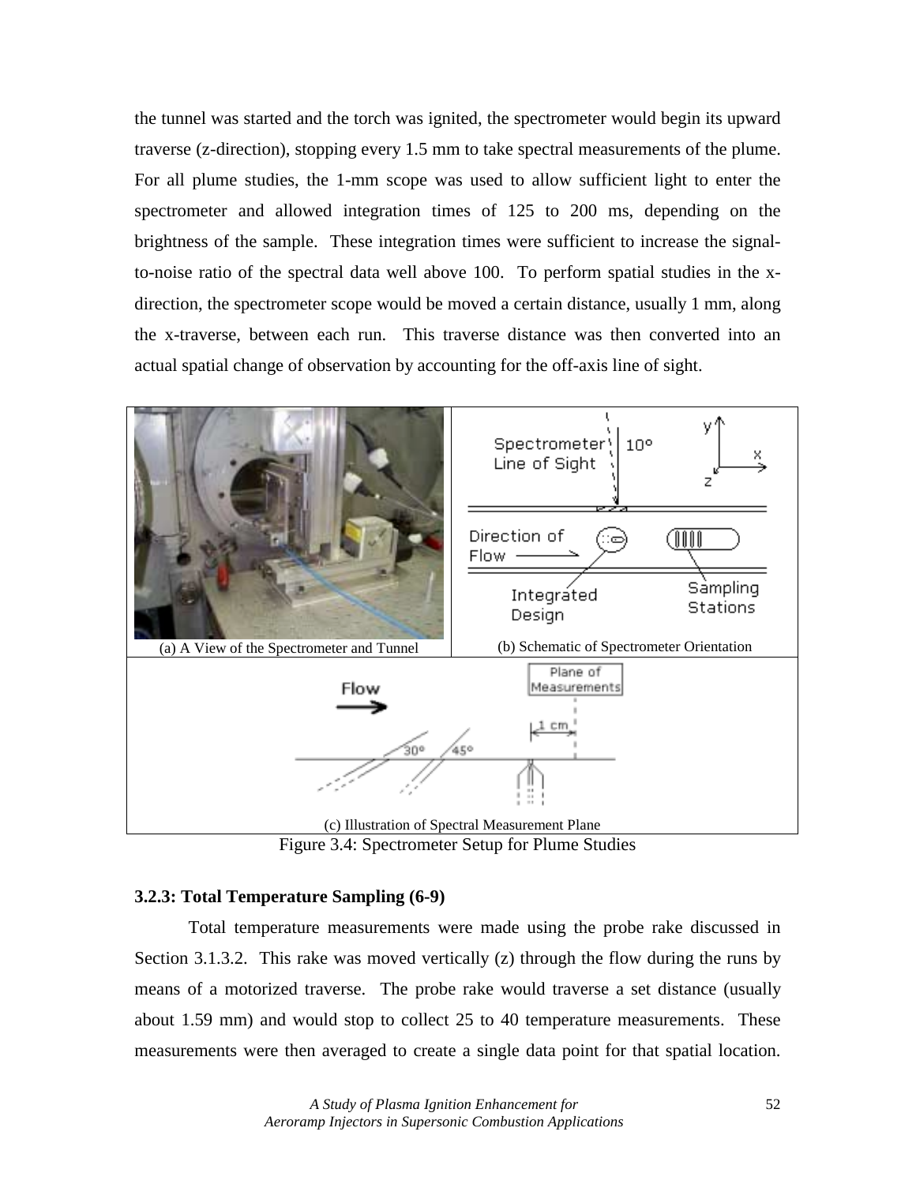the tunnel was started and the torch was ignited, the spectrometer would begin its upward traverse (z-direction), stopping every 1.5 mm to take spectral measurements of the plume. For all plume studies, the 1-mm scope was used to allow sufficient light to enter the spectrometer and allowed integration times of 125 to 200 ms, depending on the brightness of the sample. These integration times were sufficient to increase the signal-to-noise ratio of the spectral data well above 100. To perform spatial studies in the x-direction, the spectrometer scope would be moved a certain distance, usually 1 mm, along the x-traverse, between each run. This traverse distance was then converted into an actual spatial change of observation by accounting for the off-axis line of sight.

(a) A View of the Spectrometer and Tunnel

(b) Schematic of Spectrometer Orientation

(c) Illustration of Spectral Measurement Plane

Figure 3.4: Spectrometer Setup for Plume Studies

### 3.2.3: Total Temperature Sampling (6-9)

Total temperature measurements were made using the probe rake discussed in Section 3.1.3.2. This rake was moved vertically (z) through the flow during the runs by means of a motorized traverse. The probe rake would traverse a set distance (usually about 1.59 mm) and would stop to collect 25 to 40 temperature measurements. These measurements were then averaged to create a single data point for that spatial location.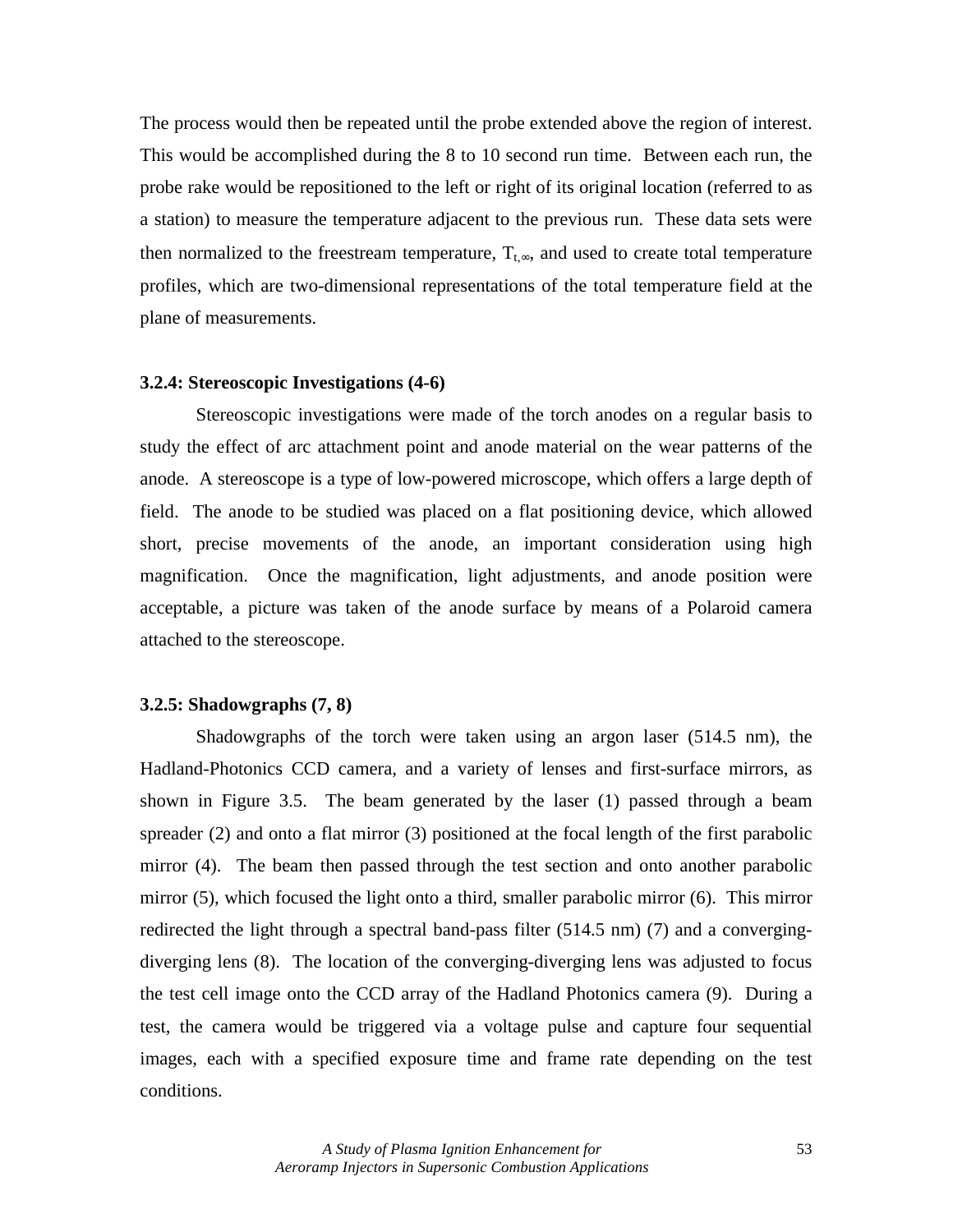The process would then be repeated until the probe extended above the region of interest. This would be accomplished during the 8 to 10 second run time. Between each run, the probe rake would be repositioned to the left or right of its original location (referred to as a station) to measure the temperature adjacent to the previous run. These data sets were then normalized to the freestream temperature, $T_{t,\infty}$, and used to create total temperature profiles, which are two-dimensional representations of the total temperature field at the plane of measurements.

### 3.2.4: Stereoscopic Investigations (4-6)

Stereoscopic investigations were made of the torch anodes on a regular basis to study the effect of arc attachment point and anode material on the wear patterns of the anode. A stereoscope is a type of low-powered microscope, which offers a large depth of field. The anode to be studied was placed on a flat positioning device, which allowed short, precise movements of the anode, an important consideration using high magnification. Once the magnification, light adjustments, and anode position were acceptable, a picture was taken of the anode surface by means of a Polaroid camera attached to the stereoscope.

### 3.2.5: Shadowgraphs (7, 8)

Shadowgraphs of the torch were taken using an argon laser (514.5 nm), the Hadland-Photonics CCD camera, and a variety of lenses and first-surface mirrors, as shown in Figure 3.5. The beam generated by the laser (1) passed through a beam spreader (2) and onto a flat mirror (3) positioned at the focal length of the first parabolic mirror (4). The beam then passed through the test section and onto another parabolic mirror (5), which focused the light onto a third, smaller parabolic mirror (6). This mirror redirected the light through a spectral band-pass filter (514.5 nm) (7) and a converging-diverging lens (8). The location of the converging-diverging lens was adjusted to focus the test cell image onto the CCD array of the Hadland Photonics camera (9). During a test, the camera would be triggered via a voltage pulse and capture four sequential images, each with a specified exposure time and frame rate depending on the test conditions.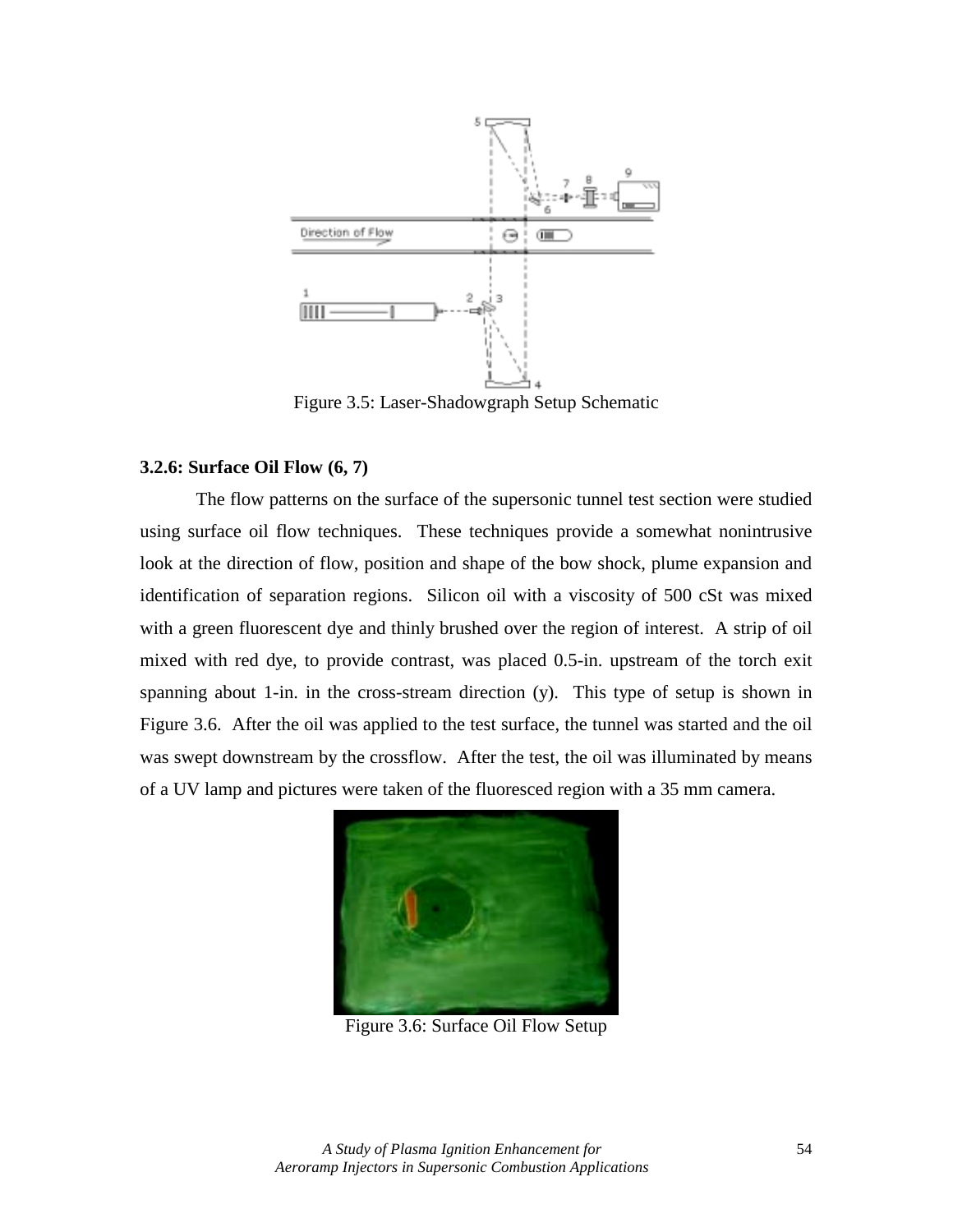Figure 3.5: Laser-Shadowgraph Setup Schematic

### 3.2.6: Surface Oil Flow (6, 7)

The flow patterns on the surface of the supersonic tunnel test section were studied using surface oil flow techniques. These techniques provide a somewhat nonintrusive look at the direction of flow, position and shape of the bow shock, plume expansion and identification of separation regions. Silicon oil with a viscosity of 500 cSt was mixed with a green fluorescent dye and thinly brushed over the region of interest. A strip of oil mixed with red dye, to provide contrast, was placed 0.5-in. upstream of the torch exit spanning about 1-in. in the cross-stream direction (y). This type of setup is shown in Figure 3.6. After the oil was applied to the test surface, the tunnel was started and the oil was swept downstream by the crossflow. After the test, the oil was illuminated by means of a UV lamp and pictures were taken of the fluoresced region with a 35 mm camera.

Figure 3.6: Surface Oil Flow Setup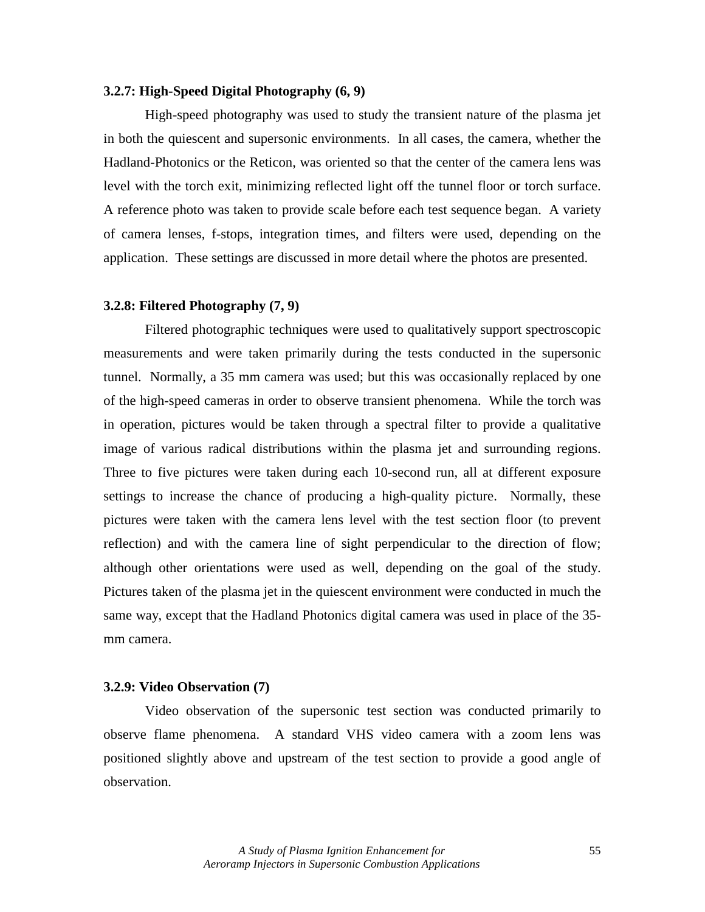### 3.2.7: High-Speed Digital Photography (6, 9)

High-speed photography was used to study the transient nature of the plasma jet in both the quiescent and supersonic environments. In all cases, the camera, whether the Hadland-Photonics or the Reticon, was oriented so that the center of the camera lens was level with the torch exit, minimizing reflected light off the tunnel floor or torch surface. A reference photo was taken to provide scale before each test sequence began. A variety of camera lenses, f-stops, integration times, and filters were used, depending on the application. These settings are discussed in more detail where the photos are presented.

### 3.2.8: Filtered Photography (7, 9)

Filtered photographic techniques were used to qualitatively support spectroscopic measurements and were taken primarily during the tests conducted in the supersonic tunnel. Normally, a 35 mm camera was used; but this was occasionally replaced by one of the high-speed cameras in order to observe transient phenomena. While the torch was in operation, pictures would be taken through a spectral filter to provide a qualitative image of various radical distributions within the plasma jet and surrounding regions. Three to five pictures were taken during each 10-second run, all at different exposure settings to increase the chance of producing a high-quality picture. Normally, these pictures were taken with the camera lens level with the test section floor (to prevent reflection) and with the camera line of sight perpendicular to the direction of flow; although other orientations were used as well, depending on the goal of the study. Pictures taken of the plasma jet in the quiescent environment were conducted in much the same way, except that the Hadland Photonics digital camera was used in place of the 35-mm camera.

### 3.2.9: Video Observation (7)

Video observation of the supersonic test section was conducted primarily to observe flame phenomena. A standard VHS video camera with a zoom lens was positioned slightly above and upstream of the test section to provide a good angle of observation.